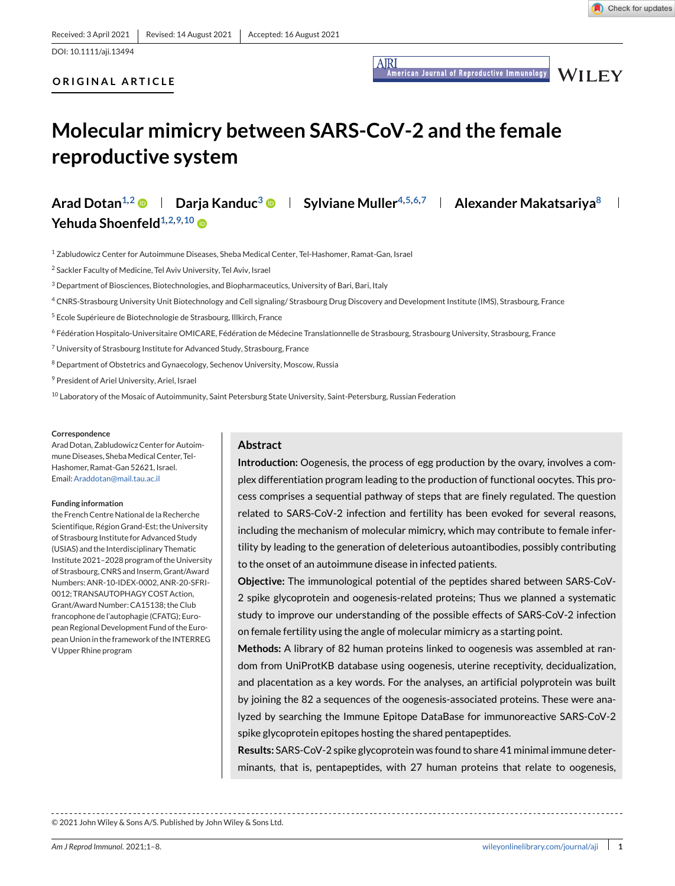Received: 3 April 2021 | Revised: 14 August 2021 | Accepted: 16 August 2021

DOI: 10.1111/aji.13494

**ORIGINAL ARTICLE**

# Molecular mimicry between SARS-CoV-2 and the female reproductive system

**Arad Dotan**[1,2] | **Darja Kanduc**[3] | **Sylviane Muller**[4,5,6,7] | **Alexander Makatsariya**[8] | **Yehuda Shoenfeld**[1,2,9,10]

[1] Zabludowicz Center for Autoimmune Diseases, Sheba Medical Center, Tel-Hashomer, Ramat-Gan, Israel

[2] Sackler Faculty of Medicine, Tel Aviv University, Tel Aviv, Israel

[3] Department of Biosciences, Biotechnologies, and Biopharmaceutics, University of Bari, Bari, Italy

[4] CNRS-Strasbourg University Unit Biotechnology and Cell signaling/ Strasbourg Drug Discovery and Development Institute (IMS), Strasbourg, France

[5] Ecole Supérieure de Biotechnologie de Strasbourg, Illkirch, France

[6] Fédération Hospitalo-Universitaire OMICARE, Fédération de Médecine Translationnelle de Strasbourg, Strasbourg University, Strasbourg, France

[7] University of Strasbourg Institute for Advanced Study, Strasbourg, France

[8] Department of Obstetrics and Gynaecology, Sechenov University, Moscow, Russia

[9] President of Ariel University, Ariel, Israel

[10] Laboratory of the Mosaic of Autoimmunity, Saint Petersburg State University, Saint-Petersburg, Russian Federation

**Correspondence**

Arad Dotan, Zabludowicz Center for Autoimmune Diseases, Sheba Medical Center, Tel-Hashomer, Ramat-Gan 52621, Israel.
Email: Araddotan@mail.tau.ac.il

**Funding information**

the French Centre National de la Recherche Scientifique, Région Grand-Est; the University of Strasbourg Institute for Advanced Study (USIAS) and the Interdisciplinary Thematic Institute 2021–2028 program of the University of Strasbourg, CNRS and Inserm, Grant/Award Numbers: ANR-10-IDEX-0002, ANR-20-SFRI-0012; TRANSAUTOPHAGY COST Action, Grant/Award Number: CA15138; the Club francophone de l'autophagie (CFATG); European Regional Development Fund of the European Union in the framework of the INTERREG V Upper Rhine program

## Abstract

**Introduction:** Oogenesis, the process of egg production by the ovary, involves a complex differentiation program leading to the production of functional oocytes. This process comprises a sequential pathway of steps that are finely regulated. The question related to SARS-CoV-2 infection and fertility has been evoked for several reasons, including the mechanism of molecular mimicry, which may contribute to female infertility by leading to the generation of deleterious autoantibodies, possibly contributing to the onset of an autoimmune disease in infected patients.

**Objective:** The immunological potential of the peptides shared between SARS-CoV-2 spike glycoprotein and oogenesis-related proteins; Thus we planned a systematic study to improve our understanding of the possible effects of SARS-CoV-2 infection on female fertility using the angle of molecular mimicry as a starting point.

**Methods:** A library of 82 human proteins linked to oogenesis was assembled at random from UniProtKB database using oogenesis, uterine receptivity, decidualization, and placentation as a key words. For the analyses, an artificial polyprotein was built by joining the 82 a sequences of the oogenesis-associated proteins. These were analyzed by searching the Immune Epitope DataBase for immunoreactive SARS-CoV-2 spike glycoprotein epitopes hosting the shared pentapeptides.

**Results:** SARS-CoV-2 spike glycoprotein was found to share 41 minimal immune determinants, that is, pentapeptides, with 27 human proteins that relate to oogenesis,

© 2021 John Wiley & Sons A/S. Published by John Wiley & Sons Ltd.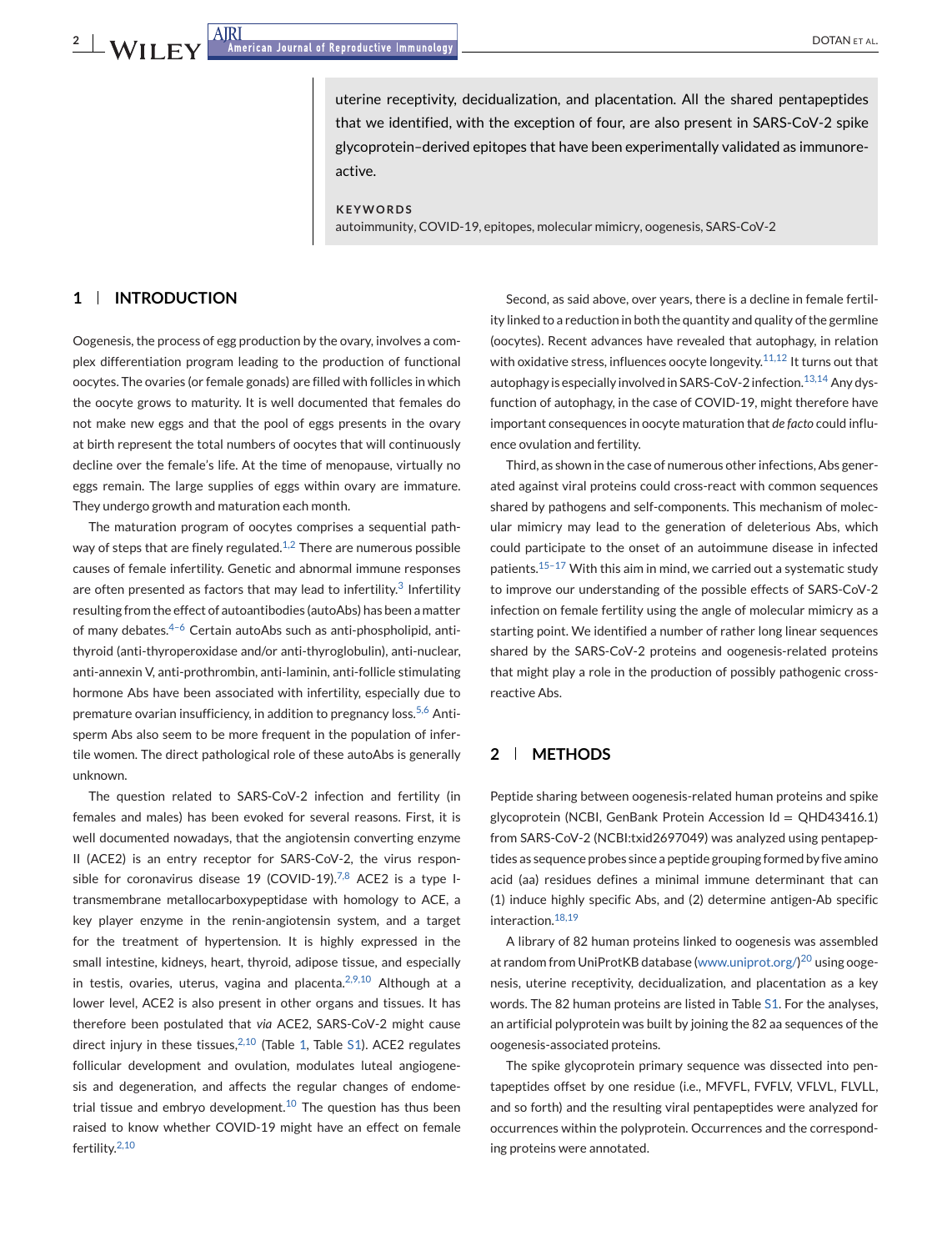uterine receptivity, decidualization, and placentation. All the shared pentapeptides that we identified, with the exception of four, are also present in SARS-CoV-2 spike glycoprotein–derived epitopes that have been experimentally validated as immunoreactive.

**KEYWORDS**

autoimmunity, COVID-19, epitopes, molecular mimicry, oogenesis, SARS-CoV-2

## 1 | INTRODUCTION

Oogenesis, the process of egg production by the ovary, involves a complex differentiation program leading to the production of functional oocytes. The ovaries (or female gonads) are filled with follicles in which the oocyte grows to maturity. It is well documented that females do not make new eggs and that the pool of eggs presents in the ovary at birth represent the total numbers of oocytes that will continuously decline over the female's life. At the time of menopause, virtually no eggs remain. The large supplies of eggs within ovary are immature. They undergo growth and maturation each month.

The maturation program of oocytes comprises a sequential pathway of steps that are finely regulated.[1,2] There are numerous possible causes of female infertility. Genetic and abnormal immune responses are often presented as factors that may lead to infertility.[3] Infertility resulting from the effect of autoantibodies (autoAbs) has been a matter of many debates.[4–6] Certain autoAbs such as anti-phospholipid, anti-thyroid (anti-thyroperoxidase and/or anti-thyroglobulin), anti-nuclear, anti-annexin V, anti-prothrombin, anti-laminin, anti-follicle stimulating hormone Abs have been associated with infertility, especially due to premature ovarian insufficiency, in addition to pregnancy loss.[5,6] Anti-sperm Abs also seem to be more frequent in the population of infertile women. The direct pathological role of these autoAbs is generally unknown.

The question related to SARS-CoV-2 infection and fertility (in females and males) has been evoked for several reasons. First, it is well documented nowadays, that the angiotensin converting enzyme II (ACE2) is an entry receptor for SARS-CoV-2, the virus responsible for coronavirus disease 19 (COVID-19).[7,8] ACE2 is a type I-transmembrane metallocarboxypeptidase with homology to ACE, a key player enzyme in the renin-angiotensin system, and a target for the treatment of hypertension. It is highly expressed in the small intestine, kidneys, heart, thyroid, adipose tissue, and especially in testis, ovaries, uterus, vagina and placenta.[2,9,10] Although at a lower level, ACE2 is also present in other organs and tissues. It has therefore been postulated that *via* ACE2, SARS-CoV-2 might cause direct injury in these tissues,[2,10] (Table 1, Table S1). ACE2 regulates follicular development and ovulation, modulates luteal angiogenesis and degeneration, and affects the regular changes of endometrial tissue and embryo development.[10] The question has thus been raised to know whether COVID-19 might have an effect on female fertility.[2,10]

Second, as said above, over years, there is a decline in female fertility linked to a reduction in both the quantity and quality of the germline (oocytes). Recent advances have revealed that autophagy, in relation with oxidative stress, influences oocyte longevity.[11,12] It turns out that autophagy is especially involved in SARS-CoV-2 infection.[13,14] Any dysfunction of autophagy, in the case of COVID-19, might therefore have important consequences in oocyte maturation that *de facto* could influence ovulation and fertility.

Third, as shown in the case of numerous other infections, Abs generated against viral proteins could cross-react with common sequences shared by pathogens and self-components. This mechanism of molecular mimicry may lead to the generation of deleterious Abs, which could participate to the onset of an autoimmune disease in infected patients.[15–17] With this aim in mind, we carried out a systematic study to improve our understanding of the possible effects of SARS-CoV-2 infection on female fertility using the angle of molecular mimicry as a starting point. We identified a number of rather long linear sequences shared by the SARS-CoV-2 proteins and oogenesis-related proteins that might play a role in the production of possibly pathogenic cross-reactive Abs.

## 2 | METHODS

Peptide sharing between oogenesis-related human proteins and spike glycoprotein (NCBI, GenBank Protein Accession Id = QHD43416.1) from SARS-CoV-2 (NCBI:txid2697049) was analyzed using pentapeptides as sequence probes since a peptide grouping formed by five amino acid (aa) residues defines a minimal immune determinant that can (1) induce highly specific Abs, and (2) determine antigen-Ab specific interaction.[18,19]

A library of 82 human proteins linked to oogenesis was assembled at random from UniProtKB database (www.uniprot.org/)[20] using oogenesis, uterine receptivity, decidualization, and placentation as a key words. The 82 human proteins are listed in Table S1. For the analyses, an artificial polyprotein was built by joining the 82 aa sequences of the oogenesis-associated proteins.

The spike glycoprotein primary sequence was dissected into pentapeptides offset by one residue (i.e., MFVFL, FVFLV, VFLVL, FLVLL, and so forth) and the resulting viral pentapeptides were analyzed for occurrences within the polyprotein. Occurrences and the corresponding proteins were annotated.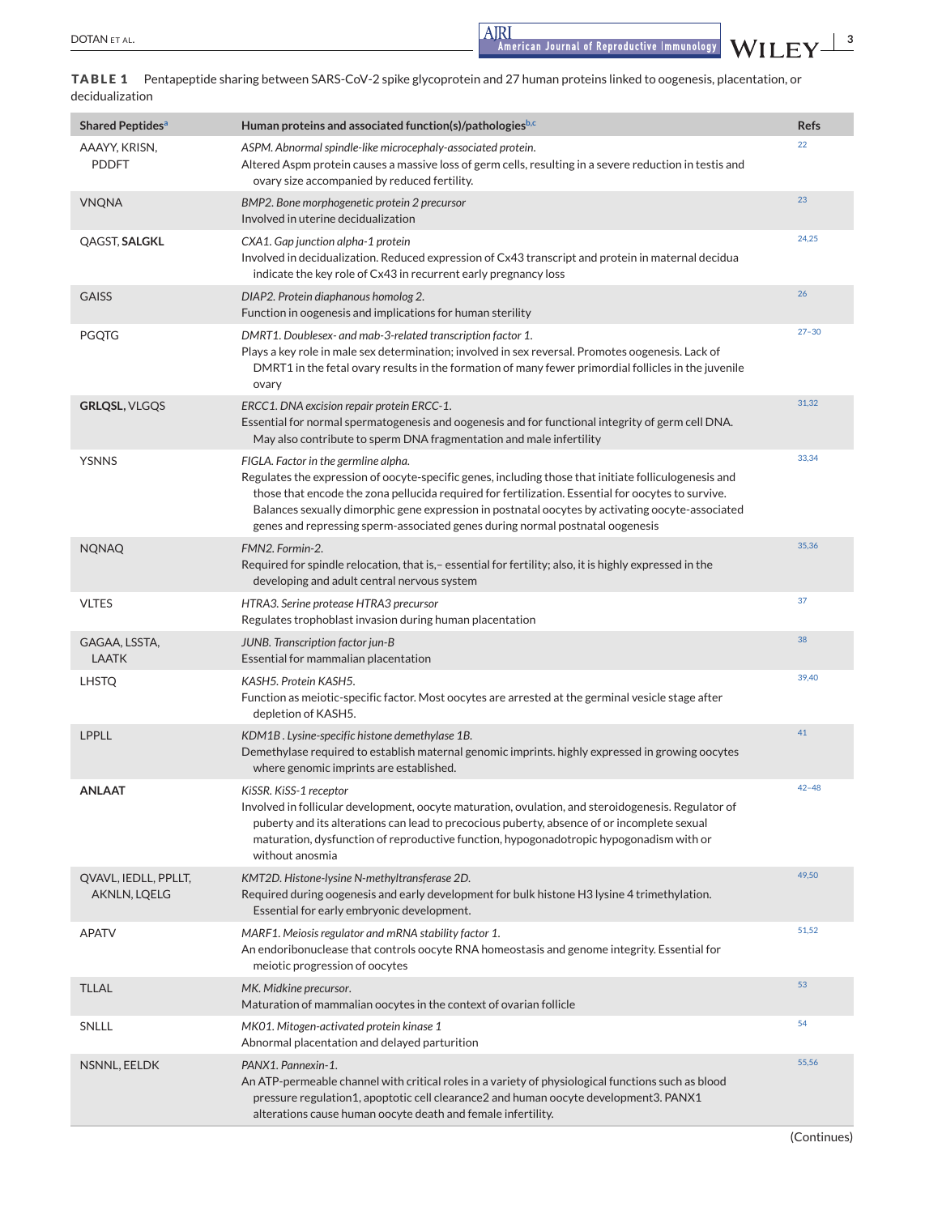**TABLE 1** Pentapeptide sharing between SARS-CoV-2 spike glycoprotein and 27 human proteins linked to oogenesis, placentation, or decidualization

| Shared Peptides[a] | Human proteins and associated function(s)/pathologies[b,c] | Refs |
|---|---|---|
| AAAYY, KRISN, PDDFT | *ASPM. Abnormal spindle-like microcephaly-associated protein.* Altered Aspm protein causes a massive loss of germ cells, resulting in a severe reduction in testis and ovary size accompanied by reduced fertility. | 22 |
| VNQNA | *BMP2. Bone morphogenetic protein 2 precursor* Involved in uterine decidualization | 23 |
| QAGST, **SALGKL** | *CXA1. Gap junction alpha-1 protein* Involved in decidualization. Reduced expression of Cx43 transcript and protein in maternal decidua indicate the key role of Cx43 in recurrent early pregnancy loss | 24,25 |
| GAISS | *DIAP2. Protein diaphanous homolog 2.* Function in oogenesis and implications for human sterility | 26 |
| PGQTG | *DMRT1. Doublesex- and mab-3-related transcription factor 1.* Plays a key role in male sex determination; involved in sex reversal. Promotes oogenesis. Lack of DMRT1 in the fetal ovary results in the formation of many fewer primordial follicles in the juvenile ovary | 27–30 |
| **GRLQSL,** VLGQS | *ERCC1. DNA excision repair protein ERCC-1.* Essential for normal spermatogenesis and oogenesis and for functional integrity of germ cell DNA. May also contribute to sperm DNA fragmentation and male infertility | 31,32 |
| YSNNS | *FIGLA. Factor in the germline alpha.* Regulates the expression of oocyte-specific genes, including those that initiate folliculogenesis and those that encode the zona pellucida required for fertilization. Essential for oocytes to survive. Balances sexually dimorphic gene expression in postnatal oocytes by activating oocyte-associated genes and repressing sperm-associated genes during normal postnatal oogenesis | 33,34 |
| NQNAQ | *FMN2. Formin-2.* Required for spindle relocation, that is,– essential for fertility; also, it is highly expressed in the developing and adult central nervous system | 35,36 |
| VLTES | *HTRA3. Serine protease HTRA3 precursor* Regulates trophoblast invasion during human placentation | 37 |
| GAGAA, LSSTA, LAATK | *JUNB. Transcription factor jun-B* Essential for mammalian placentation | 38 |
| LHSTQ | *KASH5. Protein KASH5.* Function as meiotic-specific factor. Most oocytes are arrested at the germinal vesicle stage after depletion of KASH5. | 39,40 |
| LPPLL | *KDM1B . Lysine-specific histone demethylase 1B.* Demethylase required to establish maternal genomic imprints. highly expressed in growing oocytes where genomic imprints are established. | 41 |
| **ANLAAT** | *KiSSR. KiSS-1 receptor* Involved in follicular development, oocyte maturation, ovulation, and steroidogenesis. Regulator of puberty and its alterations can lead to precocious puberty, absence of or incomplete sexual maturation, dysfunction of reproductive function, hypogonadotropic hypogonadism with or without anosmia | 42–48 |
| QVAVL, IEDLL, PPLLT, AKNLN, LQELG | *KMT2D. Histone-lysine N-methyltransferase 2D.* Required during oogenesis and early development for bulk histone H3 lysine 4 trimethylation. Essential for early embryonic development. | 49,50 |
| APATV | *MARF1. Meiosis regulator and mRNA stability factor 1.* An endoribonuclease that controls oocyte RNA homeostasis and genome integrity. Essential for meiotic progression of oocytes | 51,52 |
| TLLAL | *MK. Midkine precursor.* Maturation of mammalian oocytes in the context of ovarian follicle | 53 |
| SNLLL | *MK01. Mitogen-activated protein kinase 1* Abnormal placentation and delayed parturition | 54 |
| NSNNL, EELDK | *PANX1. Pannexin-1.* An ATP-permeable channel with critical roles in a variety of physiological functions such as blood pressure regulation1, apoptotic cell clearance2 and human oocyte development3. PANX1 alterations cause human oocyte death and female infertility. | 55,56 |

(Continues)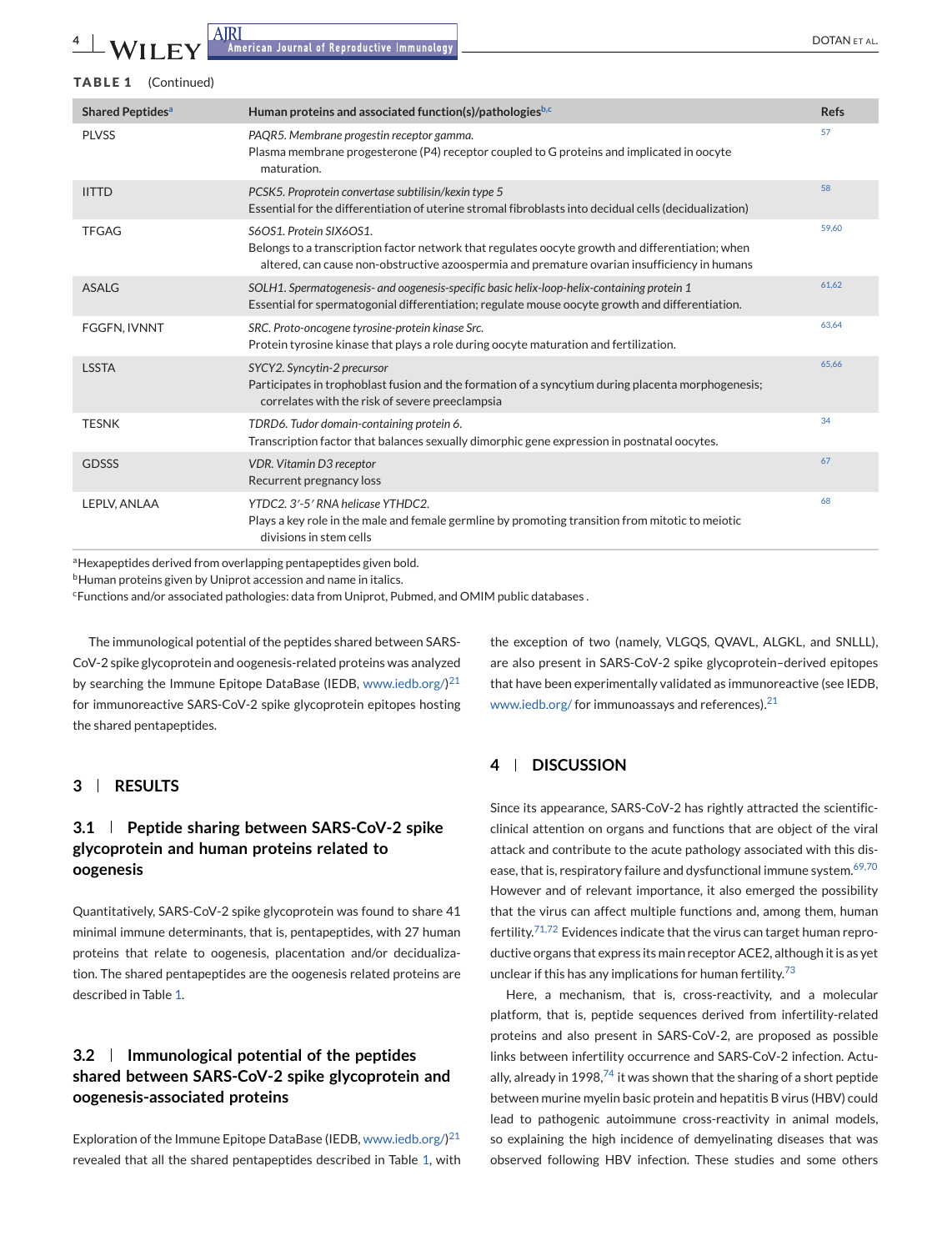**TABLE 1** (Continued)

| Shared Peptides[a] | Human proteins and associated function(s)/pathologies[b,c] | Refs |
|---|---|---|
| PLVSS | *PAQR5. Membrane progestin receptor gamma.* Plasma membrane progesterone (P4) receptor coupled to G proteins and implicated in oocyte maturation. | 57 |
| IITTD | *PCSK5. Proprotein convertase subtilisin/kexin type 5* Essential for the differentiation of uterine stromal fibroblasts into decidual cells (decidualization) | 58 |
| TFGAG | *S6OS1. Protein SIX6OS1.* Belongs to a transcription factor network that regulates oocyte growth and differentiation; when altered, can cause non-obstructive azoospermia and premature ovarian insufficiency in humans | 59,60 |
| ASALG | *SOLH1. Spermatogenesis- and oogenesis-specific basic helix-loop-helix-containing protein 1* Essential for spermatogonial differentiation; regulate mouse oocyte growth and differentiation. | 61,62 |
| FGGFN, IVNNT | *SRC. Proto-oncogene tyrosine-protein kinase Src.* Protein tyrosine kinase that plays a role during oocyte maturation and fertilization. | 63,64 |
| LSSTA | *SYCY2. Syncytin-2 precursor* Participates in trophoblast fusion and the formation of a syncytium during placenta morphogenesis; correlates with the risk of severe preeclampsia | 65,66 |
| TESNK | *TDRD6. Tudor domain-containing protein 6.* Transcription factor that balances sexually dimorphic gene expression in postnatal oocytes. | 34 |
| GDSSS | *VDR. Vitamin D3 receptor* Recurrent pregnancy loss | 67 |
| LEPLV, ANLAA | *YTDC2. 3′-5′ RNA helicase YTHDC2.* Plays a key role in the male and female germline by promoting transition from mitotic to meiotic divisions in stem cells | 68 |

[a]Hexapeptides derived from overlapping pentapeptides given bold.
[b]Human proteins given by Uniprot accession and name in italics.
[c]Functions and/or associated pathologies: data from Uniprot, Pubmed, and OMIM public databases .

The immunological potential of the peptides shared between SARS-CoV-2 spike glycoprotein and oogenesis-related proteins was analyzed by searching the Immune Epitope DataBase (IEDB, www.iedb.org/)[21] for immunoreactive SARS-CoV-2 spike glycoprotein epitopes hosting the shared pentapeptides.

## 3 | RESULTS

### 3.1 | Peptide sharing between SARS-CoV-2 spike glycoprotein and human proteins related to oogenesis

Quantitatively, SARS-CoV-2 spike glycoprotein was found to share 41 minimal immune determinants, that is, pentapeptides, with 27 human proteins that relate to oogenesis, placentation and/or decidualization. The shared pentapeptides are the oogenesis related proteins are described in Table 1.

### 3.2 | Immunological potential of the peptides shared between SARS-CoV-2 spike glycoprotein and oogenesis-associated proteins

Exploration of the Immune Epitope DataBase (IEDB, www.iedb.org/)[21] revealed that all the shared pentapeptides described in Table 1, with the exception of two (namely, VLGQS, QVAVL, ALGKL, and SNLLL), are also present in SARS-CoV-2 spike glycoprotein–derived epitopes that have been experimentally validated as immunoreactive (see IEDB, www.iedb.org/ for immunoassays and references).[21]

## 4 | DISCUSSION

Since its appearance, SARS-CoV-2 has rightly attracted the scientific-clinical attention on organs and functions that are object of the viral attack and contribute to the acute pathology associated with this disease, that is, respiratory failure and dysfunctional immune system.[69,70] However and of relevant importance, it also emerged the possibility that the virus can affect multiple functions and, among them, human fertility.[71,72] Evidences indicate that the virus can target human reproductive organs that express its main receptor ACE2, although it is as yet unclear if this has any implications for human fertility.[73]

Here, a mechanism, that is, cross-reactivity, and a molecular platform, that is, peptide sequences derived from infertility-related proteins and also present in SARS-CoV-2, are proposed as possible links between infertility occurrence and SARS-CoV-2 infection. Actually, already in 1998,[74] it was shown that the sharing of a short peptide between murine myelin basic protein and hepatitis B virus (HBV) could lead to pathogenic autoimmune cross-reactivity in animal models, so explaining the high incidence of demyelinating diseases that was observed following HBV infection. These studies and some others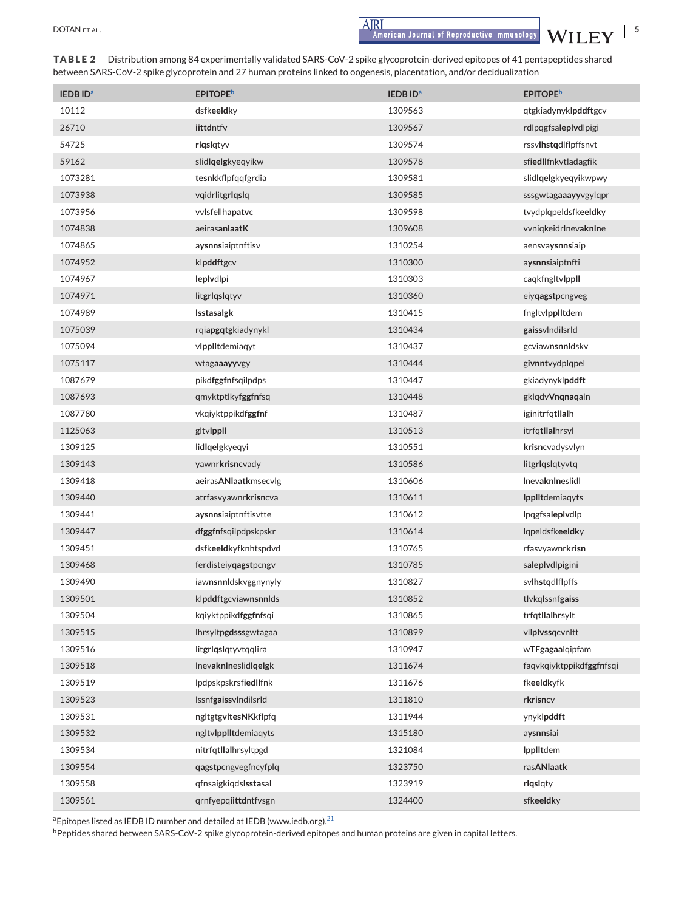**TABLE 2** Distribution among 84 experimentally validated SARS-CoV-2 spike glycoprotein-derived epitopes of 41 pentapeptides shared between SARS-CoV-2 spike glycoprotein and 27 human proteins linked to oogenesis, placentation, and/or decidualization

| IEDB ID[a] | EPITOPE[b] | IEDB ID[a] | EPITOPE[b] |
|---|---|---|---|
| 10112 | dsfk**eeldk**y | 1309563 | qtgkiadynykl**pddft**gcv |
| 26710 | **iittd**ntfv | 1309567 | rdlpqgfsa**leplv**dlpigi |
| 54725 | **rlqsl**qtyv | 1309574 | rssv**lhstq**dlflpffsnvt |
| 59162 | slid**lqelg**kyeqyikw | 1309578 | sf**iedll**fnkvtladagfik |
| 1073281 | **tesnk**kflpfqqfgrdia | 1309581 | slid**lqelg**kyeqyikwpwy |
| 1073938 | vqidrlit**grlqsl**q | 1309585 | sssgwtag**aaayy**vgylqpr |
| 1073956 | vvlsfellh**apatv**c | 1309598 | tvydplqpeldsfk**eeldk**y |
| 1074838 | aeiras**anlaatK** | 1309608 | vvniqkeidrlnev**aknln**e |
| 1074865 | a**ysnns**iaiptnftisv | 1310254 | aensva**ysnns**iaip |
| 1074952 | kl**pddft**gcv | 1310300 | a**ysnns**iaiptnfti |
| 1074967 | **leplv**dlpi | 1310303 | caqkfngltv**lppll** |
| 1074971 | lit**grlqsl**qtyv | 1310360 | eiy**qagst**pcngveg |
| 1074989 | **lsstasalgk** | 1310415 | fngltv**lpplltdem** |
| 1075039 | rqia**pgqtg**kiadynykl | 1310434 | **gaiss**vlndilsrld |
| 1075094 | v**lpplltd**emiaqyt | 1310437 | gcviaw**nsnnl**dskv |
| 1075117 | wtag**aaayy**vgy | 1310444 | g**ivnnt**vydplqpel |
| 1087679 | pikd**fggfn**fsqilpdps | 1310447 | gkiadynykl**pddft** |
| 1087693 | qmyktptlky**fggfn**fsq | 1310448 | gklqdv**Vnqnaq**aln |
| 1087780 | vkqiyktppikd**fggfn**f | 1310487 | iginitrfq**tllal**h |
| 1125063 | gltv**lppll** | 1310513 | itrfq**tllal**hrsyl |
| 1309125 | lid**lqelg**kyeqyi | 1310551 | **krisn**cvadysvlyn |
| 1309143 | yawnr**krisn**cvady | 1310586 | lit**grlqsl**qtyvtq |
| 1309418 | aeiras**ANlaatk**msecvlg | 1310606 | lnev**aknln**eslidl |
| 1309440 | atrfasvyawnr**krisn**cva | 1310611 | **lpplltd**emiaqyts |
| 1309441 | a**ysnns**iaiptnftisvtte | 1310612 | lpqgfsa**leplv**dlp |
| 1309447 | d**fggfn**fsqilpdpskpskr | 1310614 | lqpeldsfk**eeldk**y |
| 1309451 | dsfk**eeldk**yfknhtspdvd | 1310765 | rfasvyawnr**krisn** |
| 1309468 | ferdisteiy**qagst**pcngv | 1310785 | sa**leplv**dlpigini |
| 1309490 | iaw**nsnnl**dskvggnynyly | 1310827 | sv**lhstq**dlflpffs |
| 1309501 | kl**pddft**gcviaw**nsnnl**ds | 1310852 | tlvkqlssnf**gaiss** |
| 1309504 | kqiyktppikd**fggfn**fsqi | 1310865 | trfq**tllal**hrsylt |
| 1309515 | lhrsyltp**gdsss**gwtagaa | 1310899 | vll**plvss**qcvnltt |
| 1309516 | lit**grlqsl**qtyvtqqlira | 1310947 | w**TFgagaa**lqipfam |
| 1309518 | lnev**aknln**eslid**lqelg**k | 1311674 | faqvkqiyktppikd**fggfn**fsqi |
| 1309519 | lpdpskpskrsf**iedll**fnk | 1311676 | fk**eeldk**yfk |
| 1309523 | lssnf**gaiss**vlndilsrld | 1311810 | r**krisn**cv |
| 1309531 | ngltgtg**vltesNK**kflpfq | 1311944 | ynykl**pddft** |
| 1309532 | ngltv**lpplltd**emiaqyts | 1315180 | a**ysnns**iai |
| 1309534 | nitrfq**tllal**hrsyltpgd | 1321084 | **lpplltd**em |
| 1309554 | **qagst**pcngvegfncyfplq | 1323750 | ras**ANlaatk** |
| 1309558 | qfnsaigkiqds**lssta**sal | 1323919 | **rlqsl**qty |
| 1309561 | qrnfyepq**iittd**ntfvsgn | 1324400 | sfk**eeldk**y |

[a]Epitopes listed as IEDB ID number and detailed at IEDB (www.iedb.org).[21]

[b]Peptides shared between SARS-CoV-2 spike glycoprotein-derived epitopes and human proteins are given in capital letters.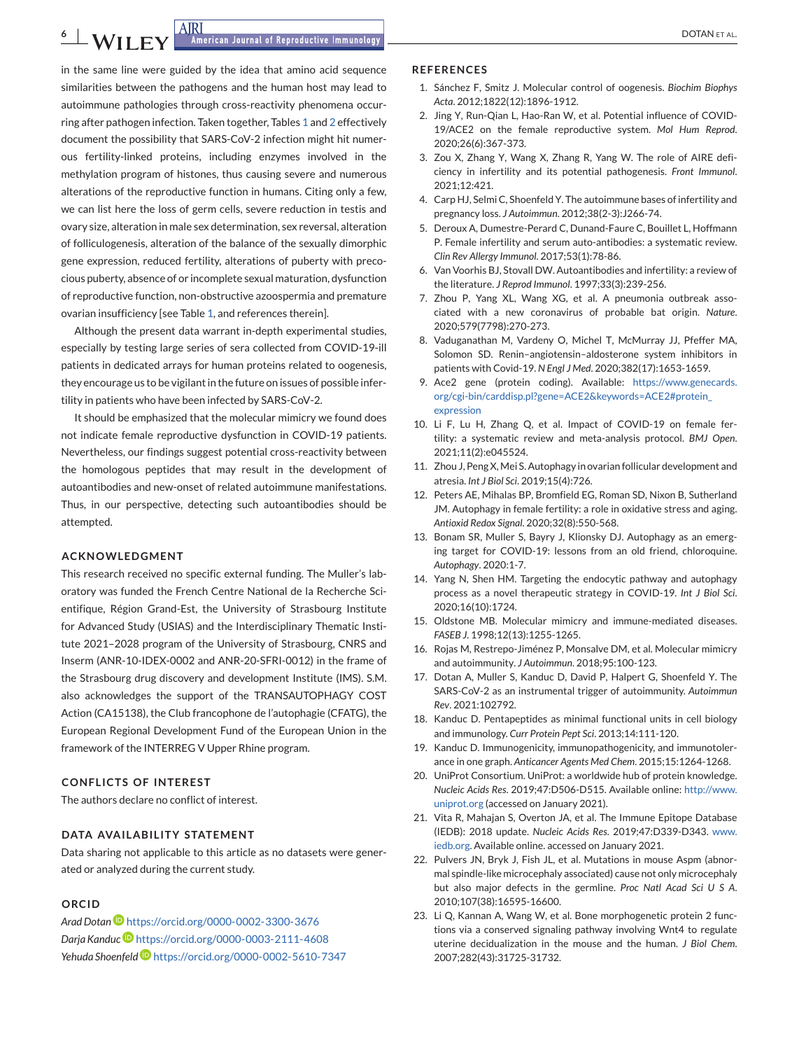in the same line were guided by the idea that amino acid sequence similarities between the pathogens and the human host may lead to autoimmune pathologies through cross-reactivity phenomena occurring after pathogen infection. Taken together, Tables 1 and 2 effectively document the possibility that SARS-CoV-2 infection might hit numerous fertility-linked proteins, including enzymes involved in the methylation program of histones, thus causing severe and numerous alterations of the reproductive function in humans. Citing only a few, we can list here the loss of germ cells, severe reduction in testis and ovary size, alteration in male sex determination, sex reversal, alteration of folliculogenesis, alteration of the balance of the sexually dimorphic gene expression, reduced fertility, alterations of puberty with precocious puberty, absence of or incomplete sexual maturation, dysfunction of reproductive function, non-obstructive azoospermia and premature ovarian insufficiency [see Table 1, and references therein].

Although the present data warrant in-depth experimental studies, especially by testing large series of sera collected from COVID-19-ill patients in dedicated arrays for human proteins related to oogenesis, they encourage us to be vigilant in the future on issues of possible infertility in patients who have been infected by SARS-CoV-2.

It should be emphasized that the molecular mimicry we found does not indicate female reproductive dysfunction in COVID-19 patients. Nevertheless, our findings suggest potential cross-reactivity between the homologous peptides that may result in the development of autoantibodies and new-onset of related autoimmune manifestations. Thus, in our perspective, detecting such autoantibodies should be attempted.

## ACKNOWLEDGMENT

This research received no specific external funding. The Muller's laboratory was funded the French Centre National de la Recherche Scientifique, Région Grand-Est, the University of Strasbourg Institute for Advanced Study (USIAS) and the Interdisciplinary Thematic Institute 2021–2028 program of the University of Strasbourg, CNRS and Inserm (ANR-10-IDEX-0002 and ANR-20-SFRI-0012) in the frame of the Strasbourg drug discovery and development Institute (IMS). S.M. also acknowledges the support of the TRANSAUTOPHAGY COST Action (CA15138), the Club francophone de l'autophagie (CFATG), the European Regional Development Fund of the European Union in the framework of the INTERREG V Upper Rhine program.

## CONFLICTS OF INTEREST

The authors declare no conflict of interest.

## DATA AVAILABILITY STATEMENT

Data sharing not applicable to this article as no datasets were generated or analyzed during the current study.

## ORCID

*Arad Dotan* https://orcid.org/0000-0002-3300-3676
*Darja Kanduc* https://orcid.org/0000-0003-2111-4608
*Yehuda Shoenfeld* https://orcid.org/0000-0002-5610-7347

## REFERENCES

1. Sánchez F, Smitz J. Molecular control of oogenesis. *Biochim Biophys Acta*. 2012;1822(12):1896-1912.
2. Jing Y, Run-Qian L, Hao-Ran W, et al. Potential influence of COVID-19/ACE2 on the female reproductive system. *Mol Hum Reprod*. 2020;26(6):367-373.
3. Zou X, Zhang Y, Wang X, Zhang R, Yang W. The role of AIRE deficiency in infertility and its potential pathogenesis. *Front Immunol*. 2021;12:421.
4. Carp HJ, Selmi C, Shoenfeld Y. The autoimmune bases of infertility and pregnancy loss. *J Autoimmun*. 2012;38(2-3):J266-74.
5. Deroux A, Dumestre-Perard C, Dunand-Faure C, Bouillet L, Hoffmann P. Female infertility and serum auto-antibodies: a systematic review. *Clin Rev Allergy Immunol*. 2017;53(1):78-86.
6. Van Voorhis BJ, Stovall DW. Autoantibodies and infertility: a review of the literature. *J Reprod Immunol*. 1997;33(3):239-256.
7. Zhou P, Yang XL, Wang XG, et al. A pneumonia outbreak associated with a new coronavirus of probable bat origin. *Nature*. 2020;579(7798):270-273.
8. Vaduganathan M, Vardeny O, Michel T, McMurray JJ, Pfeffer MA, Solomon SD. Renin–angiotensin–aldosterone system inhibitors in patients with Covid-19. *N Engl J Med*. 2020;382(17):1653-1659.
9. Ace2 gene (protein coding). Available: https://www.genecards.org/cgi-bin/carddisp.pl?gene=ACE2&keywords=ACE2#protein_expression
10. Li F, Lu H, Zhang Q, et al. Impact of COVID-19 on female fertility: a systematic review and meta-analysis protocol. *BMJ Open*. 2021;11(2):e045524.
11. Zhou J, Peng X, Mei S. Autophagy in ovarian follicular development and atresia. *Int J Biol Sci*. 2019;15(4):726.
12. Peters AE, Mihalas BP, Bromfield EG, Roman SD, Nixon B, Sutherland JM. Autophagy in female fertility: a role in oxidative stress and aging. *Antioxid Redox Signal*. 2020;32(8):550-568.
13. Bonam SR, Muller S, Bayry J, Klionsky DJ. Autophagy as an emerging target for COVID-19: lessons from an old friend, chloroquine. *Autophagy*. 2020:1-7.
14. Yang N, Shen HM. Targeting the endocytic pathway and autophagy process as a novel therapeutic strategy in COVID-19. *Int J Biol Sci*. 2020;16(10):1724.
15. Oldstone MB. Molecular mimicry and immune-mediated diseases. *FASEB J*. 1998;12(13):1255-1265.
16. Rojas M, Restrepo-Jiménez P, Monsalve DM, et al. Molecular mimicry and autoimmunity. *J Autoimmun*. 2018;95:100-123.
17. Dotan A, Muller S, Kanduc D, David P, Halpert G, Shoenfeld Y. The SARS-CoV-2 as an instrumental trigger of autoimmunity. *Autoimmun Rev*. 2021:102792.
18. Kanduc D. Pentapeptides as minimal functional units in cell biology and immunology. *Curr Protein Pept Sci*. 2013;14:111-120.
19. Kanduc D. Immunogenicity, immunopathogenicity, and immunotolerance in one graph. *Anticancer Agents Med Chem*. 2015;15:1264-1268.
20. UniProt Consortium. UniProt: a worldwide hub of protein knowledge. *Nucleic Acids Res*. 2019;47:D506-D515. Available online: http://www.uniprot.org (accessed on January 2021).
21. Vita R, Mahajan S, Overton JA, et al. The Immune Epitope Database (IEDB): 2018 update. *Nucleic Acids Res*. 2019;47:D339-D343. www.iedb.org. Available online. accessed on January 2021.
22. Pulvers JN, Bryk J, Fish JL, et al. Mutations in mouse Aspm (abnormal spindle-like microcephaly associated) cause not only microcephaly but also major defects in the germline. *Proc Natl Acad Sci U S A*. 2010;107(38):16595-16600.
23. Li Q, Kannan A, Wang W, et al. Bone morphogenetic protein 2 functions via a conserved signaling pathway involving Wnt4 to regulate uterine decidualization in the mouse and the human. *J Biol Chem*. 2007;282(43):31725-31732.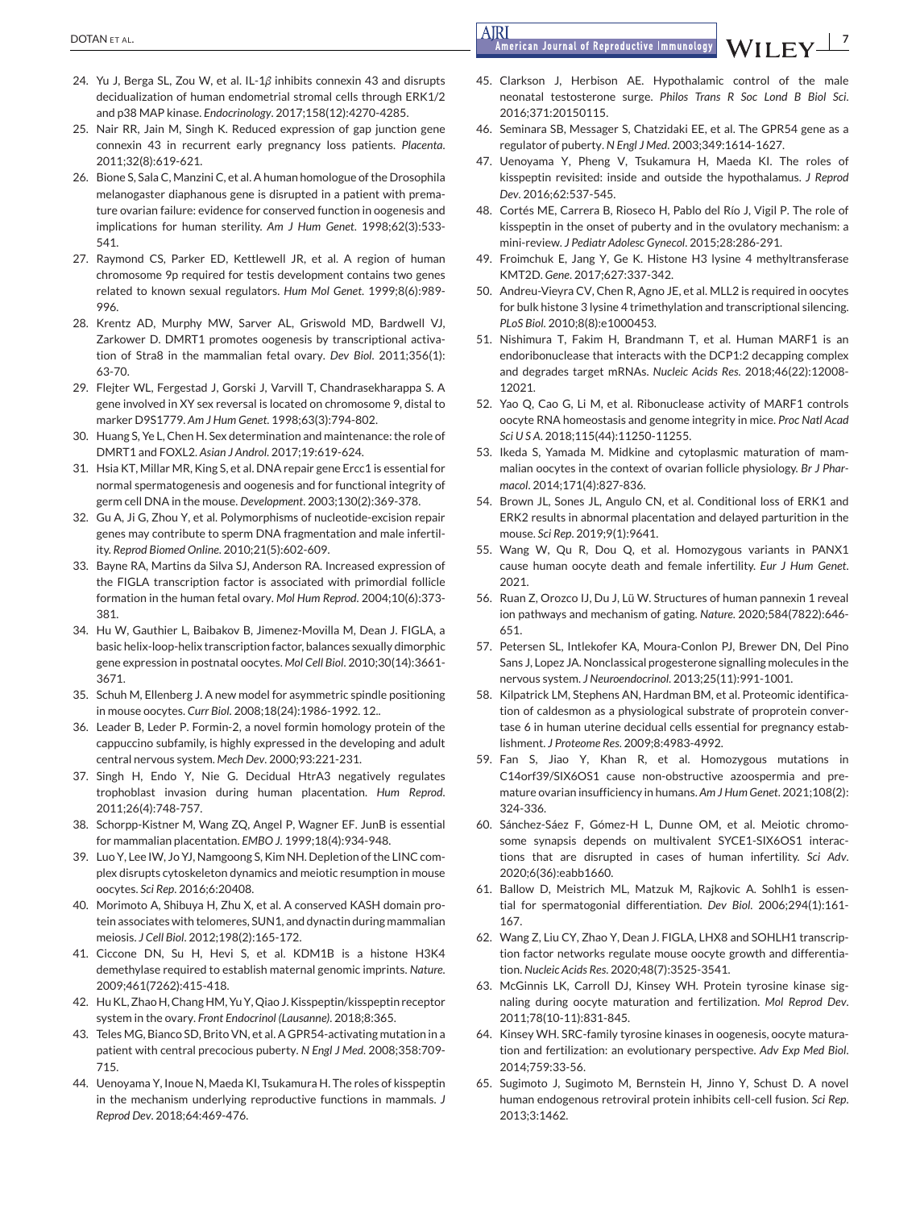24. Yu J, Berga SL, Zou W, et al. IL-1$\beta$ inhibits connexin 43 and disrupts decidualization of human endometrial stromal cells through ERK1/2 and p38 MAP kinase. *Endocrinology*. 2017;158(12):4270-4285.
25. Nair RR, Jain M, Singh K. Reduced expression of gap junction gene connexin 43 in recurrent early pregnancy loss patients. *Placenta*. 2011;32(8):619-621.
26. Bione S, Sala C, Manzini C, et al. A human homologue of the Drosophila melanogaster diaphanous gene is disrupted in a patient with premature ovarian failure: evidence for conserved function in oogenesis and implications for human sterility. *Am J Hum Genet*. 1998;62(3):533-541.
27. Raymond CS, Parker ED, Kettlewell JR, et al. A region of human chromosome 9p required for testis development contains two genes related to known sexual regulators. *Hum Mol Genet*. 1999;8(6):989-996.
28. Krentz AD, Murphy MW, Sarver AL, Griswold MD, Bardwell VJ, Zarkower D. DMRT1 promotes oogenesis by transcriptional activation of Stra8 in the mammalian fetal ovary. *Dev Biol*. 2011;356(1):63-70.
29. Flejter WL, Fergestad J, Gorski J, Varvill T, Chandrasekharappa S. A gene involved in XY sex reversal is located on chromosome 9, distal to marker D9S1779. *Am J Hum Genet*. 1998;63(3):794-802.
30. Huang S, Ye L, Chen H. Sex determination and maintenance: the role of DMRT1 and FOXL2. *Asian J Androl*. 2017;19:619-624.
31. Hsia KT, Millar MR, King S, et al. DNA repair gene Ercc1 is essential for normal spermatogenesis and oogenesis and for functional integrity of germ cell DNA in the mouse. *Development*. 2003;130(2):369-378.
32. Gu A, Ji G, Zhou Y, et al. Polymorphisms of nucleotide-excision repair genes may contribute to sperm DNA fragmentation and male infertility. *Reprod Biomed Online*. 2010;21(5):602-609.
33. Bayne RA, Martins da Silva SJ, Anderson RA. Increased expression of the FIGLA transcription factor is associated with primordial follicle formation in the human fetal ovary. *Mol Hum Reprod*. 2004;10(6):373-381.
34. Hu W, Gauthier L, Baibakov B, Jimenez-Movilla M, Dean J. FIGLA, a basic helix-loop-helix transcription factor, balances sexually dimorphic gene expression in postnatal oocytes. *Mol Cell Biol*. 2010;30(14):3661-3671.
35. Schuh M, Ellenberg J. A new model for asymmetric spindle positioning in mouse oocytes. *Curr Biol*. 2008;18(24):1986-1992. 12..
36. Leader B, Leder P. Formin-2, a novel formin homology protein of the cappuccino subfamily, is highly expressed in the developing and adult central nervous system. *Mech Dev*. 2000;93:221-231.
37. Singh H, Endo Y, Nie G. Decidual HtrA3 negatively regulates trophoblast invasion during human placentation. *Hum Reprod*. 2011;26(4):748-757.
38. Schorpp-Kistner M, Wang ZQ, Angel P, Wagner EF. JunB is essential for mammalian placentation. *EMBO J*. 1999;18(4):934-948.
39. Luo Y, Lee IW, Jo YJ, Namgoong S, Kim NH. Depletion of the LINC complex disrupts cytoskeleton dynamics and meiotic resumption in mouse oocytes. *Sci Rep*. 2016;6:20408.
40. Morimoto A, Shibuya H, Zhu X, et al. A conserved KASH domain protein associates with telomeres, SUN1, and dynactin during mammalian meiosis. *J Cell Biol*. 2012;198(2):165-172.
41. Ciccone DN, Su H, Hevi S, et al. KDM1B is a histone H3K4 demethylase required to establish maternal genomic imprints. *Nature*. 2009;461(7262):415-418.
42. Hu KL, Zhao H, Chang HM, Yu Y, Qiao J. Kisspeptin/kisspeptin receptor system in the ovary. *Front Endocrinol (Lausanne)*. 2018;8:365.
43. Teles MG, Bianco SD, Brito VN, et al. A GPR54-activating mutation in a patient with central precocious puberty. *N Engl J Med*. 2008;358:709-715.
44. Uenoyama Y, Inoue N, Maeda KI, Tsukamura H. The roles of kisspeptin in the mechanism underlying reproductive functions in mammals. *J Reprod Dev*. 2018;64:469-476.
45. Clarkson J, Herbison AE. Hypothalamic control of the male neonatal testosterone surge. *Philos Trans R Soc Lond B Biol Sci*. 2016;371:20150115.
46. Seminara SB, Messager S, Chatzidaki EE, et al. The GPR54 gene as a regulator of puberty. *N Engl J Med*. 2003;349:1614-1627.
47. Uenoyama Y, Pheng V, Tsukamura H, Maeda KI. The roles of kisspeptin revisited: inside and outside the hypothalamus. *J Reprod Dev*. 2016;62:537-545.
48. Cortés ME, Carrera B, Rioseco H, Pablo del Río J, Vigil P. The role of kisspeptin in the onset of puberty and in the ovulatory mechanism: a mini-review. *J Pediatr Adolesc Gynecol*. 2015;28:286-291.
49. Froimchuk E, Jang Y, Ge K. Histone H3 lysine 4 methyltransferase KMT2D. *Gene*. 2017;627:337-342.
50. Andreu-Vieyra CV, Chen R, Agno JE, et al. MLL2 is required in oocytes for bulk histone 3 lysine 4 trimethylation and transcriptional silencing. *PLoS Biol*. 2010;8(8):e1000453.
51. Nishimura T, Fakim H, Brandmann T, et al. Human MARF1 is an endoribonuclease that interacts with the DCP1:2 decapping complex and degrades target mRNAs. *Nucleic Acids Res*. 2018;46(22):12008-12021.
52. Yao Q, Cao G, Li M, et al. Ribonuclease activity of MARF1 controls oocyte RNA homeostasis and genome integrity in mice. *Proc Natl Acad Sci U S A*. 2018;115(44):11250-11255.
53. Ikeda S, Yamada M. Midkine and cytoplasmic maturation of mammalian oocytes in the context of ovarian follicle physiology. *Br J Pharmacol*. 2014;171(4):827-836.
54. Brown JL, Sones JL, Angulo CN, et al. Conditional loss of ERK1 and ERK2 results in abnormal placentation and delayed parturition in the mouse. *Sci Rep*. 2019;9(1):9641.
55. Wang W, Qu R, Dou Q, et al. Homozygous variants in PANX1 cause human oocyte death and female infertility. *Eur J Hum Genet*. 2021.
56. Ruan Z, Orozco IJ, Du J, Lü W. Structures of human pannexin 1 reveal ion pathways and mechanism of gating. *Nature*. 2020;584(7822):646-651.
57. Petersen SL, Intlekofer KA, Moura-Conlon PJ, Brewer DN, Del Pino Sans J, Lopez JA. Nonclassical progesterone signalling molecules in the nervous system. *J Neuroendocrinol*. 2013;25(11):991-1001.
58. Kilpatrick LM, Stephens AN, Hardman BM, et al. Proteomic identification of caldesmon as a physiological substrate of proprotein convertase 6 in human uterine decidual cells essential for pregnancy establishment. *J Proteome Res*. 2009;8:4983-4992.
59. Fan S, Jiao Y, Khan R, et al. Homozygous mutations in C14orf39/SIX6OS1 cause non-obstructive azoospermia and premature ovarian insufficiency in humans. *Am J Hum Genet*. 2021;108(2):324-336.
60. Sánchez-Sáez F, Gómez-H L, Dunne OM, et al. Meiotic chromosome synapsis depends on multivalent SYCE1-SIX6OS1 interactions that are disrupted in cases of human infertility. *Sci Adv*. 2020;6(36):eabb1660.
61. Ballow D, Meistrich ML, Matzuk M, Rajkovic A. Sohlh1 is essential for spermatogonial differentiation. *Dev Biol*. 2006;294(1):161-167.
62. Wang Z, Liu CY, Zhao Y, Dean J. FIGLA, LHX8 and SOHLH1 transcription factor networks regulate mouse oocyte growth and differentiation. *Nucleic Acids Res*. 2020;48(7):3525-3541.
63. McGinnis LK, Carroll DJ, Kinsey WH. Protein tyrosine kinase signaling during oocyte maturation and fertilization. *Mol Reprod Dev*. 2011;78(10-11):831-845.
64. Kinsey WH. SRC-family tyrosine kinases in oogenesis, oocyte maturation and fertilization: an evolutionary perspective. *Adv Exp Med Biol*. 2014;759:33-56.
65. Sugimoto J, Sugimoto M, Bernstein H, Jinno Y, Schust D. A novel human endogenous retroviral protein inhibits cell-cell fusion. *Sci Rep*. 2013;3:1462.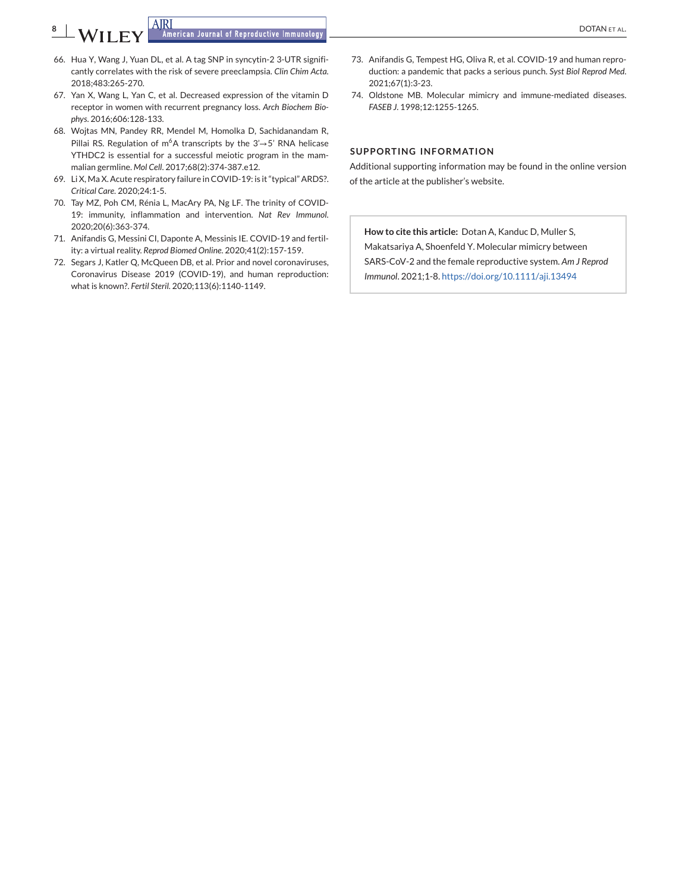66. Hua Y, Wang J, Yuan DL, et al. A tag SNP in syncytin-2 3-UTR significantly correlates with the risk of severe preeclampsia. *Clin Chim Acta*. 2018;483:265-270.
67. Yan X, Wang L, Yan C, et al. Decreased expression of the vitamin D receptor in women with recurrent pregnancy loss. *Arch Biochem Biophys*. 2016;606:128-133.
68. Wojtas MN, Pandey RR, Mendel M, Homolka D, Sachidanandam R, Pillai RS. Regulation of m$^6$A transcripts by the 3′→5′ RNA helicase YTHDC2 is essential for a successful meiotic program in the mammalian germline. *Mol Cell*. 2017;68(2):374-387.e12.
69. Li X, Ma X. Acute respiratory failure in COVID-19: is it "typical" ARDS?. *Critical Care*. 2020;24:1-5.
70. Tay MZ, Poh CM, Rénia L, MacAry PA, Ng LF. The trinity of COVID-19: immunity, inflammation and intervention. *Nat Rev Immunol*. 2020;20(6):363-374.
71. Anifandis G, Messini CI, Daponte A, Messinis IE. COVID-19 and fertility: a virtual reality. *Reprod Biomed Online*. 2020;41(2):157-159.
72. Segars J, Katler Q, McQueen DB, et al. Prior and novel coronaviruses, Coronavirus Disease 2019 (COVID-19), and human reproduction: what is known?. *Fertil Steril*. 2020;113(6):1140-1149.
73. Anifandis G, Tempest HG, Oliva R, et al. COVID-19 and human reproduction: a pandemic that packs a serious punch. *Syst Biol Reprod Med*. 2021;67(1):3-23.
74. Oldstone MB. Molecular mimicry and immune-mediated diseases. *FASEB J*. 1998;12:1255-1265.

## SUPPORTING INFORMATION

Additional supporting information may be found in the online version of the article at the publisher's website.

**How to cite this article:** Dotan A, Kanduc D, Muller S, Makatsariya A, Shoenfeld Y. Molecular mimicry between SARS-CoV-2 and the female reproductive system. *Am J Reprod Immunol*. 2021;1-8. https://doi.org/10.1111/aji.13494